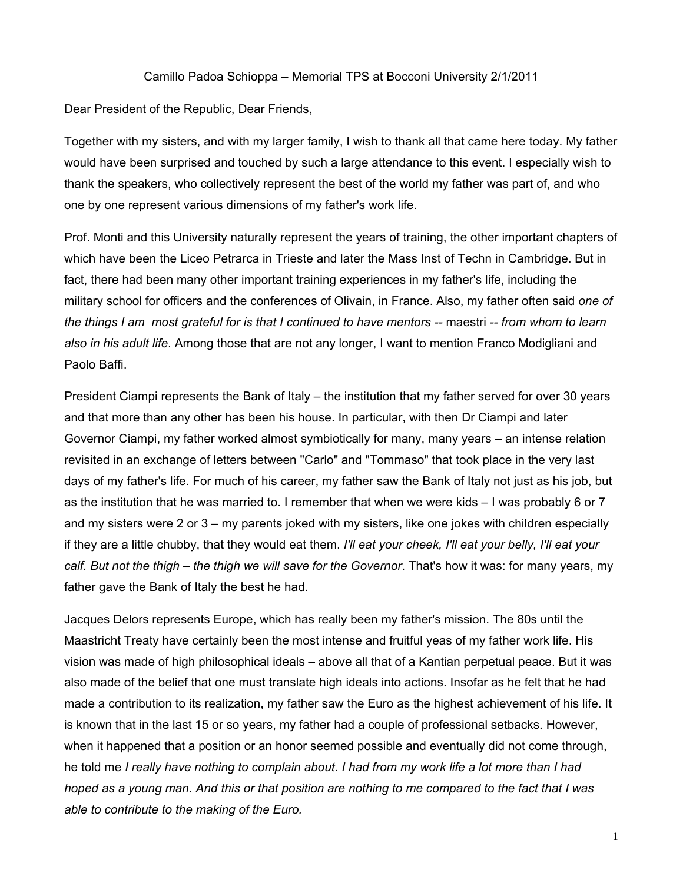Camillo Padoa Schioppa – Memorial TPS at Bocconi University 2/1/2011

Dear President of the Republic, Dear Friends,

Together with my sisters, and with my larger family, I wish to thank all that came here today. My father would have been surprised and touched by such a large attendance to this event. I especially wish to thank the speakers, who collectively represent the best of the world my father was part of, and who one by one represent various dimensions of my father's work life.

Prof. Monti and this University naturally represent the years of training, the other important chapters of which have been the Liceo Petrarca in Trieste and later the Mass Inst of Techn in Cambridge. But in fact, there had been many other important training experiences in my father's life, including the military school for officers and the conferences of Olivain, in France. Also, my father often said *one of the things I am most grateful for is that I continued to have mentors* -- maestri -- *from whom to learn also in his adult life*. Among those that are not any longer, I want to mention Franco Modigliani and Paolo Baffi.

President Ciampi represents the Bank of Italy – the institution that my father served for over 30 years and that more than any other has been his house. In particular, with then Dr Ciampi and later Governor Ciampi, my father worked almost symbiotically for many, many years – an intense relation revisited in an exchange of letters between "Carlo" and "Tommaso" that took place in the very last days of my father's life. For much of his career, my father saw the Bank of Italy not just as his job, but as the institution that he was married to. I remember that when we were kids – I was probably 6 or 7 and my sisters were 2 or 3 – my parents joked with my sisters, like one jokes with children especially if they are a little chubby, that they would eat them. *I'll eat your cheek, I'll eat your belly, I'll eat your calf. But not the thigh – the thigh we will save for the Governor*. That's how it was: for many years, my father gave the Bank of Italy the best he had.

Jacques Delors represents Europe, which has really been my father's mission. The 80s until the Maastricht Treaty have certainly been the most intense and fruitful yeas of my father work life. His vision was made of high philosophical ideals – above all that of a Kantian perpetual peace. But it was also made of the belief that one must translate high ideals into actions. Insofar as he felt that he had made a contribution to its realization, my father saw the Euro as the highest achievement of his life. It is known that in the last 15 or so years, my father had a couple of professional setbacks. However, when it happened that a position or an honor seemed possible and eventually did not come through, he told me *I really have nothing to complain about. I had from my work life a lot more than I had hoped as a young man. And this or that position are nothing to me compared to the fact that I was able to contribute to the making of the Euro.*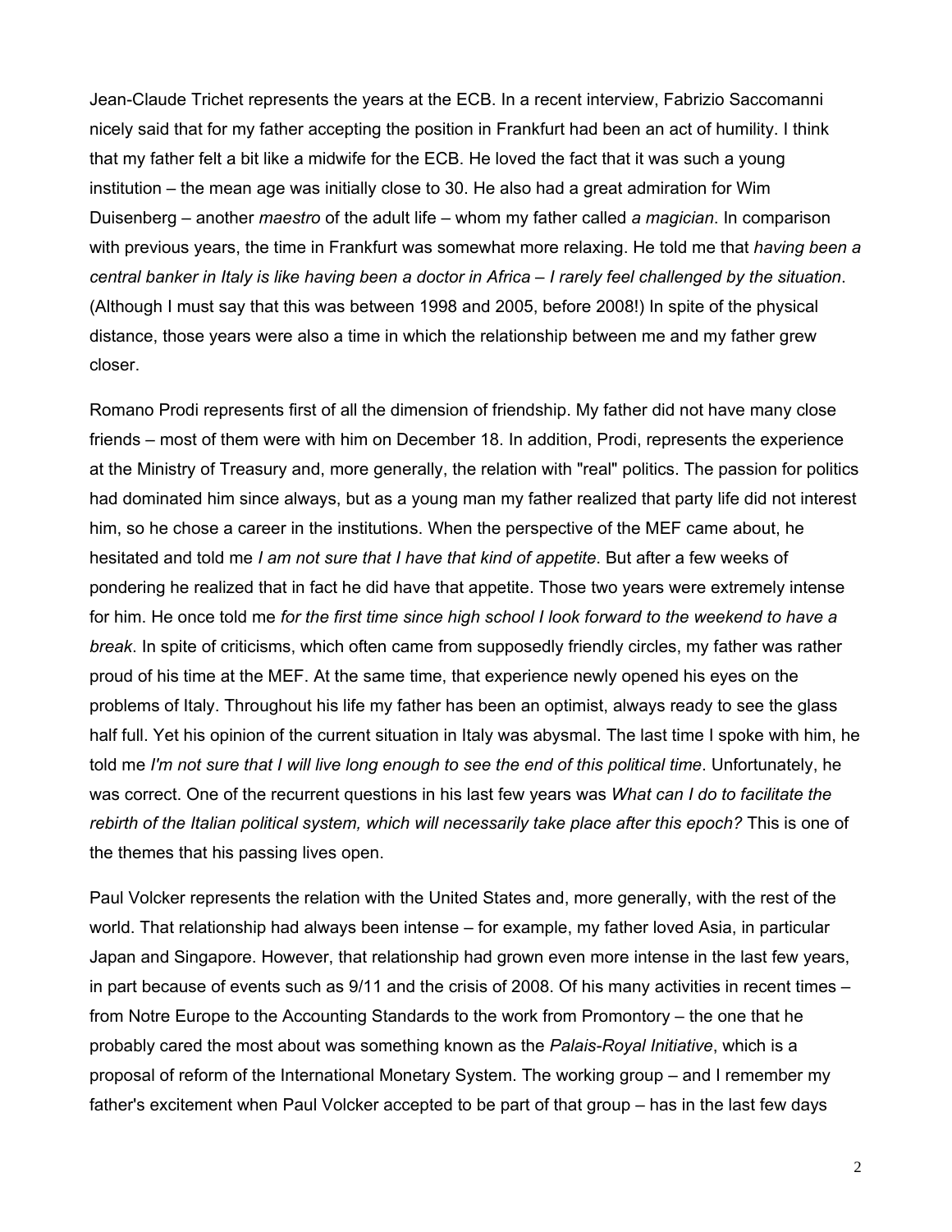Jean-Claude Trichet represents the years at the ECB. In a recent interview, Fabrizio Saccomanni nicely said that for my father accepting the position in Frankfurt had been an act of humility. I think that my father felt a bit like a midwife for the ECB. He loved the fact that it was such a young institution – the mean age was initially close to 30. He also had a great admiration for Wim Duisenberg – another *maestro* of the adult life – whom my father called *a magician*. In comparison with previous years, the time in Frankfurt was somewhat more relaxing. He told me that *having been a central banker in Italy is like having been a doctor in Africa – I rarely feel challenged by the situation*. (Although I must say that this was between 1998 and 2005, before 2008!) In spite of the physical distance, those years were also a time in which the relationship between me and my father grew closer.

Romano Prodi represents first of all the dimension of friendship. My father did not have many close friends – most of them were with him on December 18. In addition, Prodi, represents the experience at the Ministry of Treasury and, more generally, the relation with "real" politics. The passion for politics had dominated him since always, but as a young man my father realized that party life did not interest him, so he chose a career in the institutions. When the perspective of the MEF came about, he hesitated and told me *I am not sure that I have that kind of appetite*. But after a few weeks of pondering he realized that in fact he did have that appetite. Those two years were extremely intense for him. He once told me *for the first time since high school I look forward to the weekend to have a break*. In spite of criticisms, which often came from supposedly friendly circles, my father was rather proud of his time at the MEF. At the same time, that experience newly opened his eyes on the problems of Italy. Throughout his life my father has been an optimist, always ready to see the glass half full. Yet his opinion of the current situation in Italy was abysmal. The last time I spoke with him, he told me *I'm not sure that I will live long enough to see the end of this political time*. Unfortunately, he was correct. One of the recurrent questions in his last few years was *What can I do to facilitate the rebirth of the Italian political system, which will necessarily take place after this epoch?* This is one of the themes that his passing lives open.

Paul Volcker represents the relation with the United States and, more generally, with the rest of the world. That relationship had always been intense – for example, my father loved Asia, in particular Japan and Singapore. However, that relationship had grown even more intense in the last few years, in part because of events such as 9/11 and the crisis of 2008. Of his many activities in recent times – from Notre Europe to the Accounting Standards to the work from Promontory – the one that he probably cared the most about was something known as the *Palais-Royal Initiative*, which is a proposal of reform of the International Monetary System. The working group – and I remember my father's excitement when Paul Volcker accepted to be part of that group – has in the last few days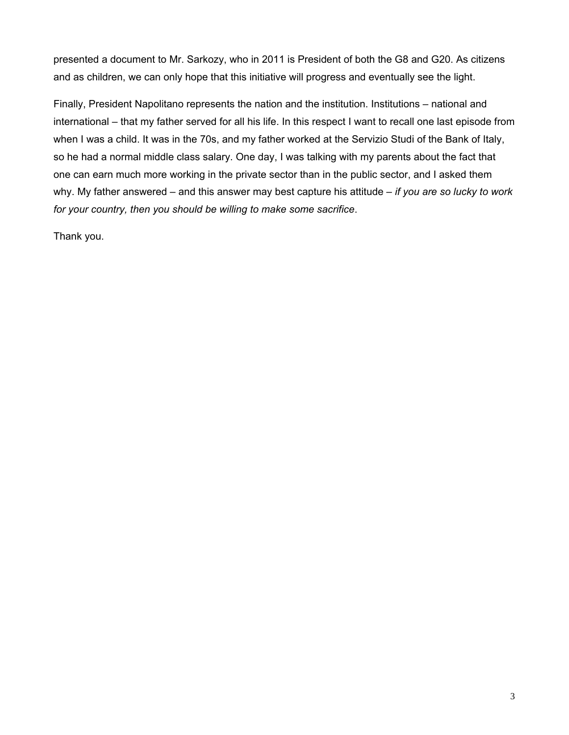presented a document to Mr. Sarkozy, who in 2011 is President of both the G8 and G20. As citizens and as children, we can only hope that this initiative will progress and eventually see the light.

Finally, President Napolitano represents the nation and the institution. Institutions – national and international – that my father served for all his life. In this respect I want to recall one last episode from when I was a child. It was in the 70s, and my father worked at the Servizio Studi of the Bank of Italy, so he had a normal middle class salary. One day, I was talking with my parents about the fact that one can earn much more working in the private sector than in the public sector, and I asked them why. My father answered – and this answer may best capture his attitude – *if you are so lucky to work for your country, then you should be willing to make some sacrifice*.

Thank you.